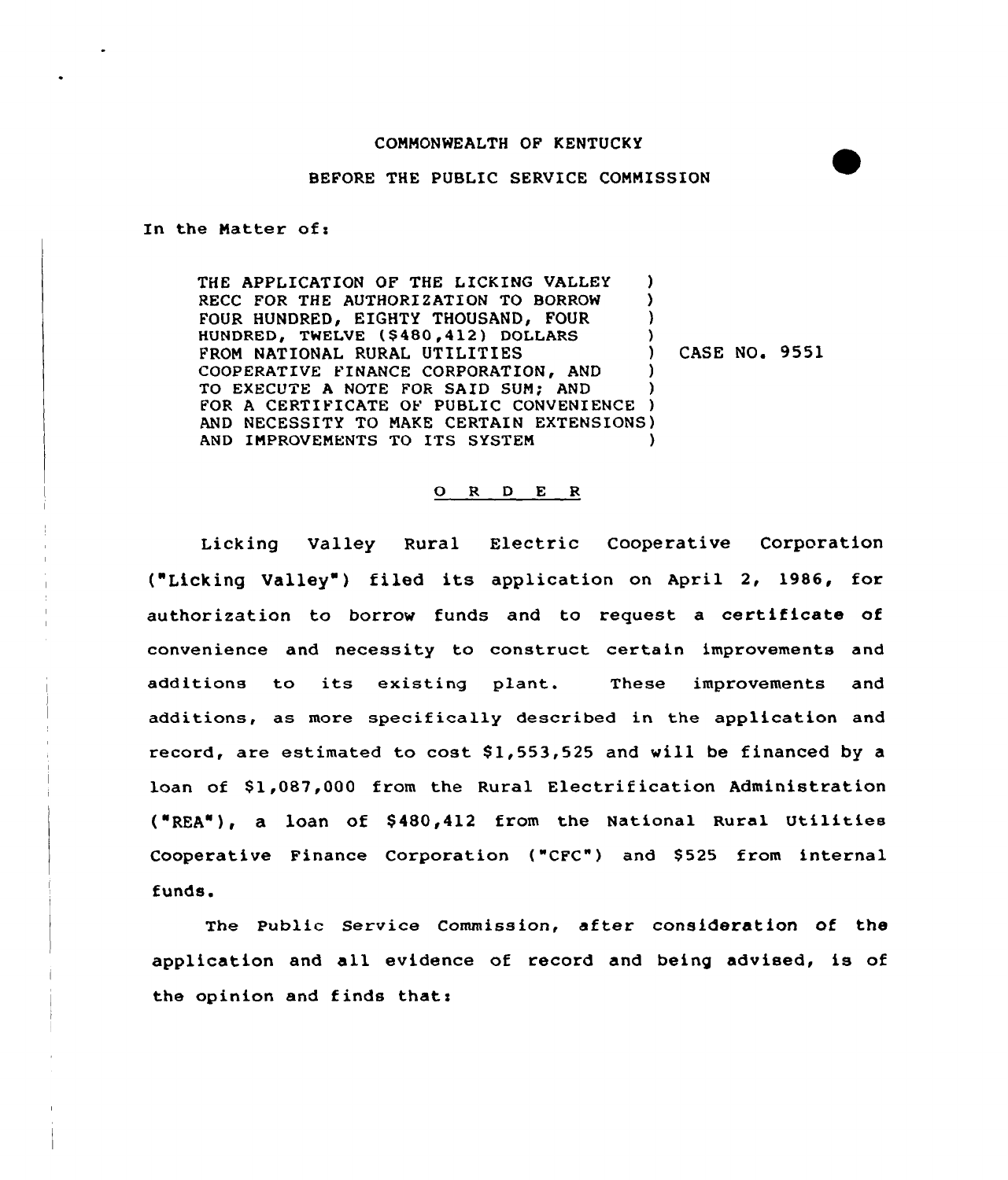COMMONWEALTH OF KENTUCKY

BEFORE THE PUBLIC SERVICE COMMISSION

In the Matter of:

| | |
|---|---|
| THE APPLICATION OF THE LICKING VALLEY RECC FOR THE AUTHORIZATION TO BORROW FOUR HUNDRED, EIGHTY THOUSAND, FOUR HUNDRED, TWELVE ($480,412) DOLLARS FROM NATIONAL RURAL UTILITIES COOPERATIVE FINANCE CORPORATION, AND TO EXECUTE A NOTE FOR SAID SUM; AND FOR A CERTIFICATE OF PUBLIC CONVENIENCE AND NECESSITY TO MAKE CERTAIN EXTENSIONS AND IMPROVEMENTS TO ITS SYSTEM | CASE NO. 9551 |

## O R D E R

Licking Valley Rural Electric Cooperative Corporation ("Licking Valley") filed its application on April 2, 1986, for authorization to borrow funds and to request a certificate of convenience and necessity to construct certain improvements and additions to its existing plant. These improvements and additions, as more specifically described in the application and record, are estimated to cost $1,553,525 and will be financed by a loan of $1,087,000 from the Rural Electrification Administration ("REA"), a loan of $480,412 from the National Rural Utilities Cooperative Finance Corporation ("CFC") and $525 from internal funds.

The Public Service Commission, after consideration of the application and all evidence of record and being advised, is of the opinion and finds that: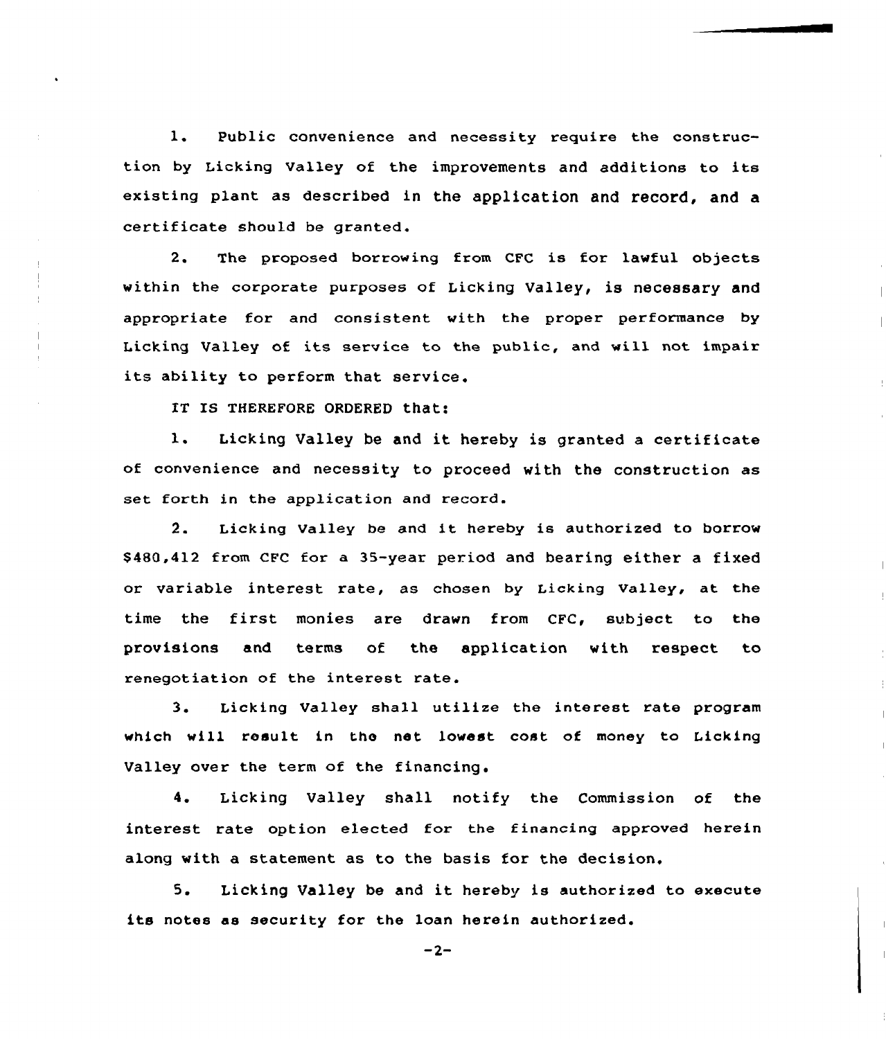1. Public convenience and necessity require the construction by Licking Valley of the improvements and additions to its existing plant as described in the application and record, and a certificate should be granted.

2. The proposed borrowing from CFC is for lawful objects within the corporate purposes of Licking Valley, is necessary and appropriate for and consistent with the proper performance by Licking Valley of its service to the public, and will not impair its ability to perform that service.

IT IS THEREFORE ORDERED that:

1. Licking Valley be and it hereby is granted a certificate of convenience and necessity to proceed with the construction as set forth in the application and record.

2. Licking Valley be and it hereby is authorized to borrow $480,412 from CFC for a 35-year period and bearing either a fixed or variable interest rate, as chosen by Licking Valley, at the time the first monies are drawn from CFC, subject to the provisions and terms of the application with respect to renegotiation of the interest rate.

3. Licking Valley shall utilize the interest rate program which will result in the net lowest cost of money to Licking Valley over the term of the financing.

4. Licking Valley shall notify the Commission of the interest rate option elected for the financing approved herein along with a statement as to the basis for the decision.

5. Licking Valley be and it hereby is authorized to execute its notes as security for the loan herein authorized.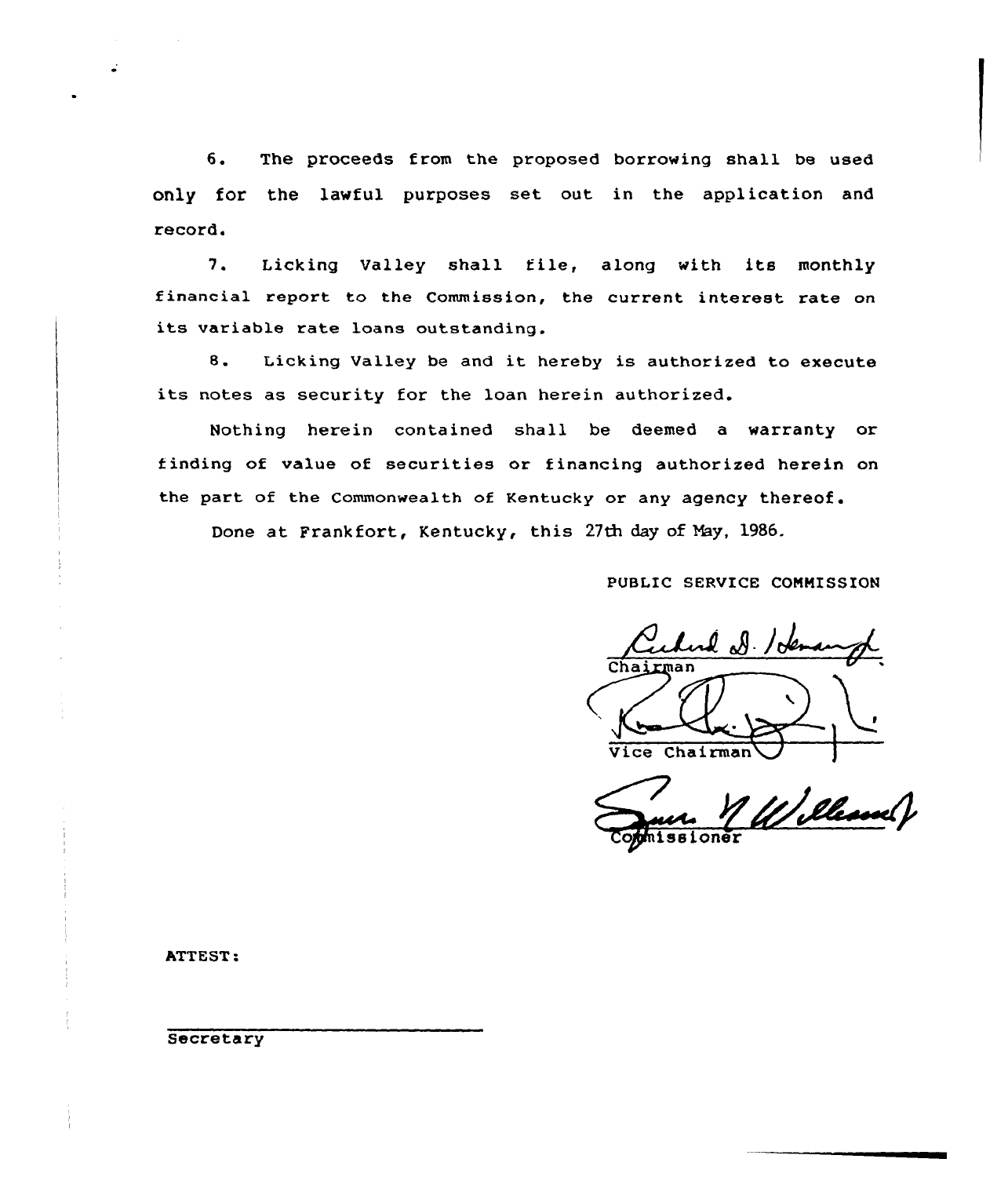6. The proceeds from the proposed borrowing shall be used only for the lawful purposes set out in the application and record.

7. Licking Valley shall file, along with its monthly financial report to the Commission, the current interest rate on its variable rate loans outstanding.

8. Licking Valley be and it hereby is authorized to execute its notes as security for the loan herein authorized.

Nothing herein contained shall be deemed a warranty or finding of value of securities or financing authorized herein on the part of the Commonwealth of Kentucky or any agency thereof.

Done at Frankfort, Kentucky, this 27th day of May, 1986.

PUBLIC SERVICE COMMISSION

Chairman

Vice Chairman

Commissioner

ATTEST:

Secretary